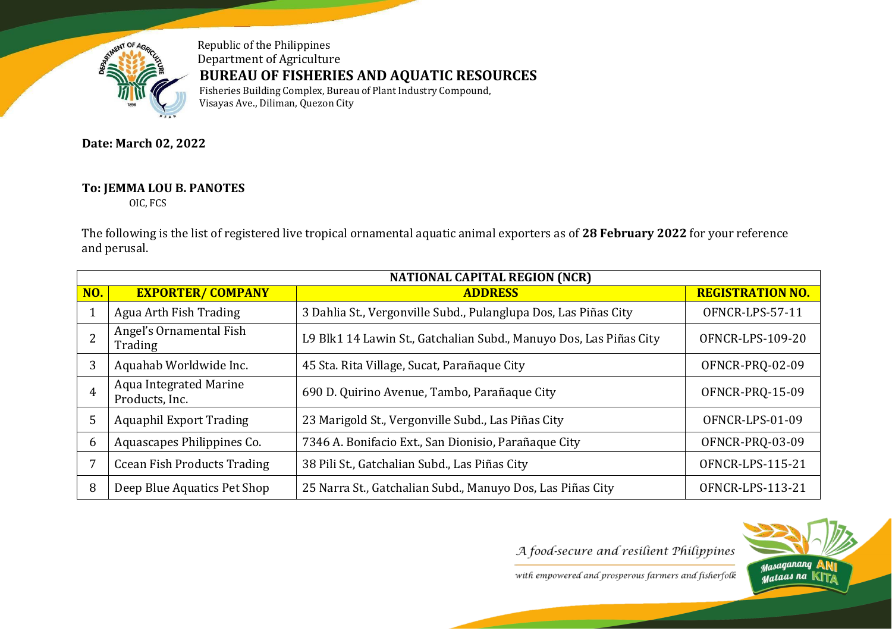Republic of the Philippines
Department of Agriculture
**BUREAU OF FISHERIES AND AQUATIC RESOURCES**
Fisheries Building Complex, Bureau of Plant Industry Compound,
Visayas Ave., Diliman, Quezon City

**Date: March 02, 2022**

**To: JEMMA LOU B. PANOTES**
OIC, FCS

The following is the list of registered live tropical ornamental aquatic animal exporters as of **28 February 2022** for your reference and perusal.

| NATIONAL CAPITAL REGION (NCR) | | | |
|---|---|---|---|
| **NO.** | **EXPORTER/ COMPANY** | **ADDRESS** | **REGISTRATION NO.** |
| 1 | Agua Arth Fish Trading | 3 Dahlia St., Vergonville Subd., Pulanglupa Dos, Las Piñas City | OFNCR-LPS-57-11 |
| 2 | Angel's Ornamental Fish Trading | L9 Blk1 14 Lawin St., Gatchalian Subd., Manuyo Dos, Las Piñas City | OFNCR-LPS-109-20 |
| 3 | Aquahab Worldwide Inc. | 45 Sta. Rita Village, Sucat, Parañaque City | OFNCR-PRQ-02-09 |
| 4 | Aqua Integrated Marine Products, Inc. | 690 D. Quirino Avenue, Tambo, Parañaque City | OFNCR-PRQ-15-09 |
| 5 | Aquaphil Export Trading | 23 Marigold St., Vergonville Subd., Las Piñas City | OFNCR-LPS-01-09 |
| 6 | Aquascapes Philippines Co. | 7346 A. Bonifacio Ext., San Dionisio, Parañaque City | OFNCR-PRQ-03-09 |
| 7 | Ccean Fish Products Trading | 38 Pili St., Gatchalian Subd., Las Piñas City | OFNCR-LPS-115-21 |
| 8 | Deep Blue Aquatics Pet Shop | 25 Narra St., Gatchalian Subd., Manuyo Dos, Las Piñas City | OFNCR-LPS-113-21 |

*A food-secure and resilient Philippines*
*with empowered and prosperous farmers and fisherfolk*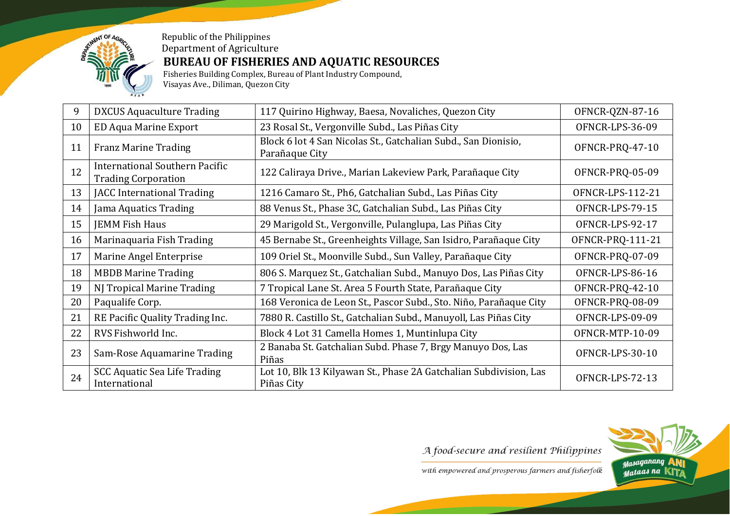| 9 | DXCUS Aquaculture Trading | 117 Quirino Highway, Baesa, Novaliches, Quezon City | OFNCR-QZN-87-16 |
|---|---|---|---|
| 10 | ED Aqua Marine Export | 23 Rosal St., Vergonville Subd., Las Piñas City | OFNCR-LPS-36-09 |
| 11 | Franz Marine Trading | Block 6 lot 4 San Nicolas St., Gatchalian Subd., San Dionisio, Parañaque City | OFNCR-PRQ-47-10 |
| 12 | International Southern Pacific Trading Corporation | 122 Caliraya Drive., Marian Lakeview Park, Parañaque City | OFNCR-PRQ-05-09 |
| 13 | JACC International Trading | 1216 Camaro St., Ph6, Gatchalian Subd., Las Piñas City | OFNCR-LPS-112-21 |
| 14 | Jama Aquatics Trading | 88 Venus St., Phase 3C, Gatchalian Subd., Las Piñas City | OFNCR-LPS-79-15 |
| 15 | JEMM Fish Haus | 29 Marigold St., Vergonville, Pulanglupa, Las Piñas City | OFNCR-LPS-92-17 |
| 16 | Marinaquaria Fish Trading | 45 Bernabe St., Greenheights Village, San Isidro, Parañaque City | OFNCR-PRQ-111-21 |
| 17 | Marine Angel Enterprise | 109 Oriel St., Moonville Subd., Sun Valley, Parañaque City | OFNCR-PRQ-07-09 |
| 18 | MBDB Marine Trading | 806 S. Marquez St., Gatchalian Subd., Manuyo Dos, Las Piñas City | OFNCR-LPS-86-16 |
| 19 | NJ Tropical Marine Trading | 7 Tropical Lane St. Area 5 Fourth State, Parañaque City | OFNCR-PRQ-42-10 |
| 20 | Paqualife Corp. | 168 Veronica de Leon St., Pascor Subd., Sto. Niño, Parañaque City | OFNCR-PRQ-08-09 |
| 21 | RE Pacific Quality Trading Inc. | 7880 R. Castillo St., Gatchalian Subd., Manuyoll, Las Piñas City | OFNCR-LPS-09-09 |
| 22 | RVS Fishworld Inc. | Block 4 Lot 31 Camella Homes 1, Muntinlupa City | OFNCR-MTP-10-09 |
| 23 | Sam-Rose Aquamarine Trading | 2 Banaba St. Gatchalian Subd. Phase 7, Brgy Manuyo Dos, Las Piñas | OFNCR-LPS-30-10 |
| 24 | SCC Aquatic Sea Life Trading International | Lot 10, Blk 13 Kilyawan St., Phase 2A Gatchalian Subdivision, Las Piñas City | OFNCR-LPS-72-13 |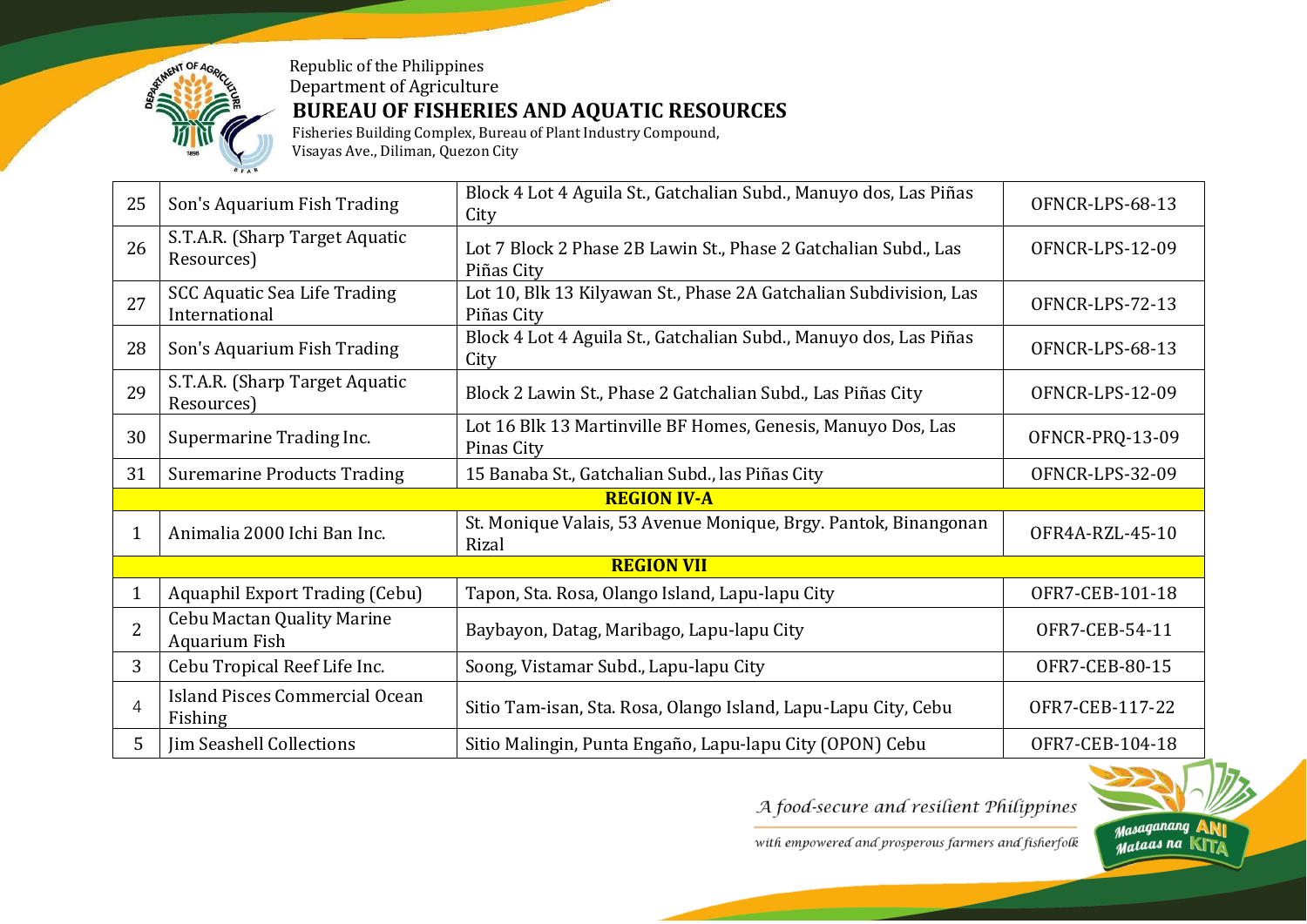| 25 | Son's Aquarium Fish Trading | Block 4 Lot 4 Aguila St., Gatchalian Subd., Manuyo dos, Las Piñas City | OFNCR-LPS-68-13 |
|---|---|---|---|
| 26 | S.T.A.R. (Sharp Target Aquatic Resources) | Lot 7 Block 2 Phase 2B Lawin St., Phase 2 Gatchalian Subd., Las Piñas City | OFNCR-LPS-12-09 |
| 27 | SCC Aquatic Sea Life Trading International | Lot 10, Blk 13 Kilyawan St., Phase 2A Gatchalian Subdivision, Las Piñas City | OFNCR-LPS-72-13 |
| 28 | Son's Aquarium Fish Trading | Block 4 Lot 4 Aguila St., Gatchalian Subd., Manuyo dos, Las Piñas City | OFNCR-LPS-68-13 |
| 29 | S.T.A.R. (Sharp Target Aquatic Resources) | Block 2 Lawin St., Phase 2 Gatchalian Subd., Las Piñas City | OFNCR-LPS-12-09 |
| 30 | Supermarine Trading Inc. | Lot 16 Blk 13 Martinville BF Homes, Genesis, Manuyo Dos, Las Pinas City | OFNCR-PRQ-13-09 |
| 31 | Suremarine Products Trading | 15 Banaba St., Gatchalian Subd., las Piñas City | OFNCR-LPS-32-09 |
| **REGION IV-A** | | | |
| 1 | Animalia 2000 Ichi Ban Inc. | St. Monique Valais, 53 Avenue Monique, Brgy. Pantok, Binangonan Rizal | OFR4A-RZL-45-10 |
| **REGION VII** | | | |
| 1 | Aquaphil Export Trading (Cebu) | Tapon, Sta. Rosa, Olango Island, Lapu-lapu City | OFR7-CEB-101-18 |
| 2 | Cebu Mactan Quality Marine Aquarium Fish | Baybayon, Datag, Maribago, Lapu-lapu City | OFR7-CEB-54-11 |
| 3 | Cebu Tropical Reef Life Inc. | Soong, Vistamar Subd., Lapu-lapu City | OFR7-CEB-80-15 |
| 4 | Island Pisces Commercial Ocean Fishing | Sitio Tam-isan, Sta. Rosa, Olango Island, Lapu-Lapu City, Cebu | OFR7-CEB-117-22 |
| 5 | Jim Seashell Collections | Sitio Malingin, Punta Engaño, Lapu-lapu City (OPON) Cebu | OFR7-CEB-104-18 |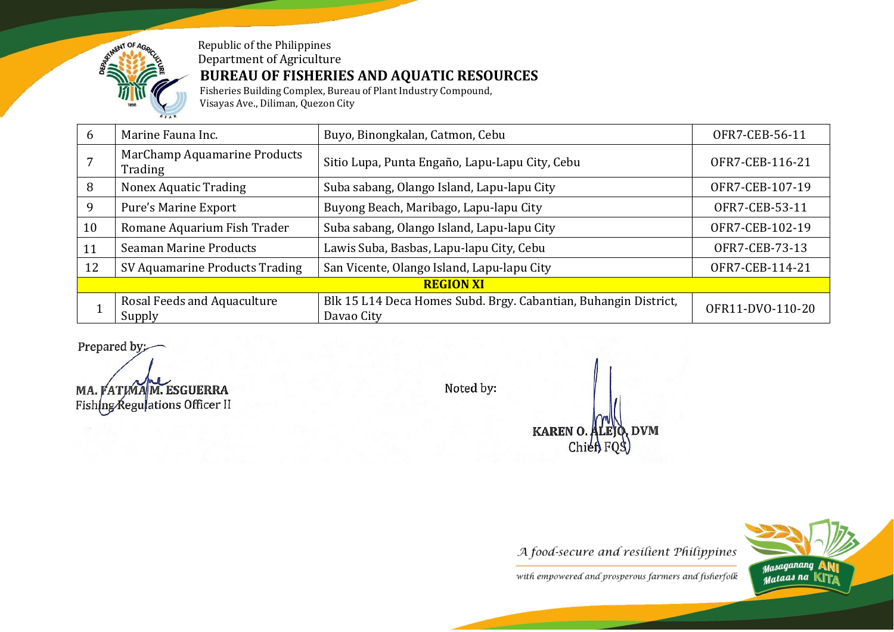Republic of the Philippines
Department of Agriculture
**BUREAU OF FISHERIES AND AQUATIC RESOURCES**
Fisheries Building Complex, Bureau of Plant Industry Compound,
Visayas Ave., Diliman, Quezon City

| | | | |
|---|---|---|---|
| 6 | Marine Fauna Inc. | Buyo, Binongkalan, Catmon, Cebu | OFR7-CEB-56-11 |
| 7 | MarChamp Aquamarine Products Trading | Sitio Lupa, Punta Engaño, Lapu-Lapu City, Cebu | OFR7-CEB-116-21 |
| 8 | Nonex Aquatic Trading | Suba sabang, Olango Island, Lapu-lapu City | OFR7-CEB-107-19 |
| 9 | Pure's Marine Export | Buyong Beach, Maribago, Lapu-lapu City | OFR7-CEB-53-11 |
| 10 | Romane Aquarium Fish Trader | Suba sabang, Olango Island, Lapu-lapu City | OFR7-CEB-102-19 |
| 11 | Seaman Marine Products | Lawis Suba, Basbas, Lapu-lapu City, Cebu | OFR7-CEB-73-13 |
| 12 | SV Aquamarine Products Trading | San Vicente, Olango Island, Lapu-lapu City | OFR7-CEB-114-21 |
| **REGION XI** | | | |
| 1 | Rosal Feeds and Aquaculture Supply | Blk 15 L14 Deca Homes Subd. Brgy. Cabantian, Buhangin District, Davao City | OFR11-DVO-110-20 |

Prepared by:

**MA. FATIMA M. ESGUERRA**
Fishing Regulations Officer II

Noted by:

**KAREN O. ALEJO, DVM**
Chief, FQS

*A food-secure and resilient Philippines*
*with empowered and prosperous farmers and fisherfolk*

Masaganang ANI Mataas na KITA